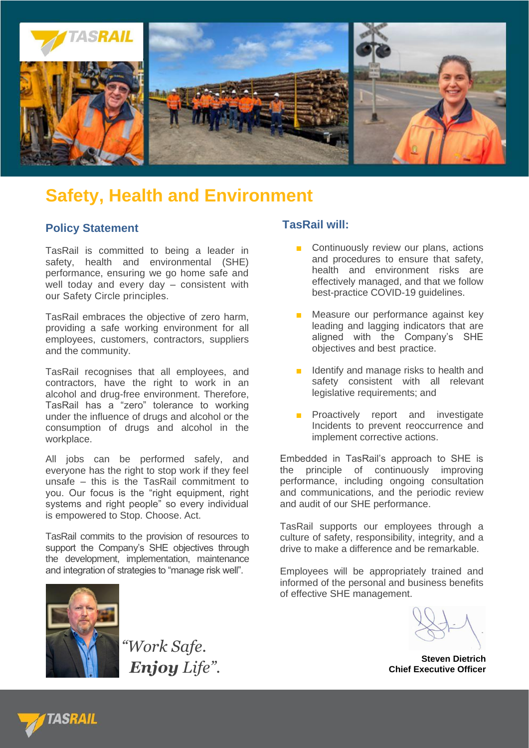# Safety, Health and Environment

## Policy Statement

TasRail is committed to being a leader in safety, health and environmental (SHE) performance, ensuring we go home safe and well today and every day – consistent with our Safety Circle principles.

TasRail embraces the objective of zero harm, providing a safe working environment for all employees, customers, contractors, suppliers and the community.

TasRail recognises that all employees, and contractors, have the right to work in an alcohol and drug-free environment. Therefore, TasRail has a "zero" tolerance to working under the influence of drugs and alcohol or the consumption of drugs and alcohol in the workplace.

All jobs can be performed safely, and everyone has the right to stop work if they feel unsafe – this is the TasRail commitment to you. Our focus is the "right equipment, right systems and right people" so every individual is empowered to Stop. Choose. Act.

TasRail commits to the provision of resources to support the Company's SHE objectives through the development, implementation, maintenance and integration of strategies to "manage risk well".

*"Work Safe.*
***Enjoy** Life".*

## TasRail will:

- Continuously review our plans, actions and procedures to ensure that safety, health and environment risks are effectively managed, and that we follow best-practice COVID-19 guidelines.
- Measure our performance against key leading and lagging indicators that are aligned with the Company's SHE objectives and best practice.
- Identify and manage risks to health and safety consistent with all relevant legislative requirements; and
- Proactively report and investigate Incidents to prevent reoccurrence and implement corrective actions.

Embedded in TasRail's approach to SHE is the principle of continuously improving performance, including ongoing consultation and communications, and the periodic review and audit of our SHE performance.

TasRail supports our employees through a culture of safety, responsibility, integrity, and a drive to make a difference and be remarkable.

Employees will be appropriately trained and informed of the personal and business benefits of effective SHE management.

**Steven Dietrich**
**Chief Executive Officer**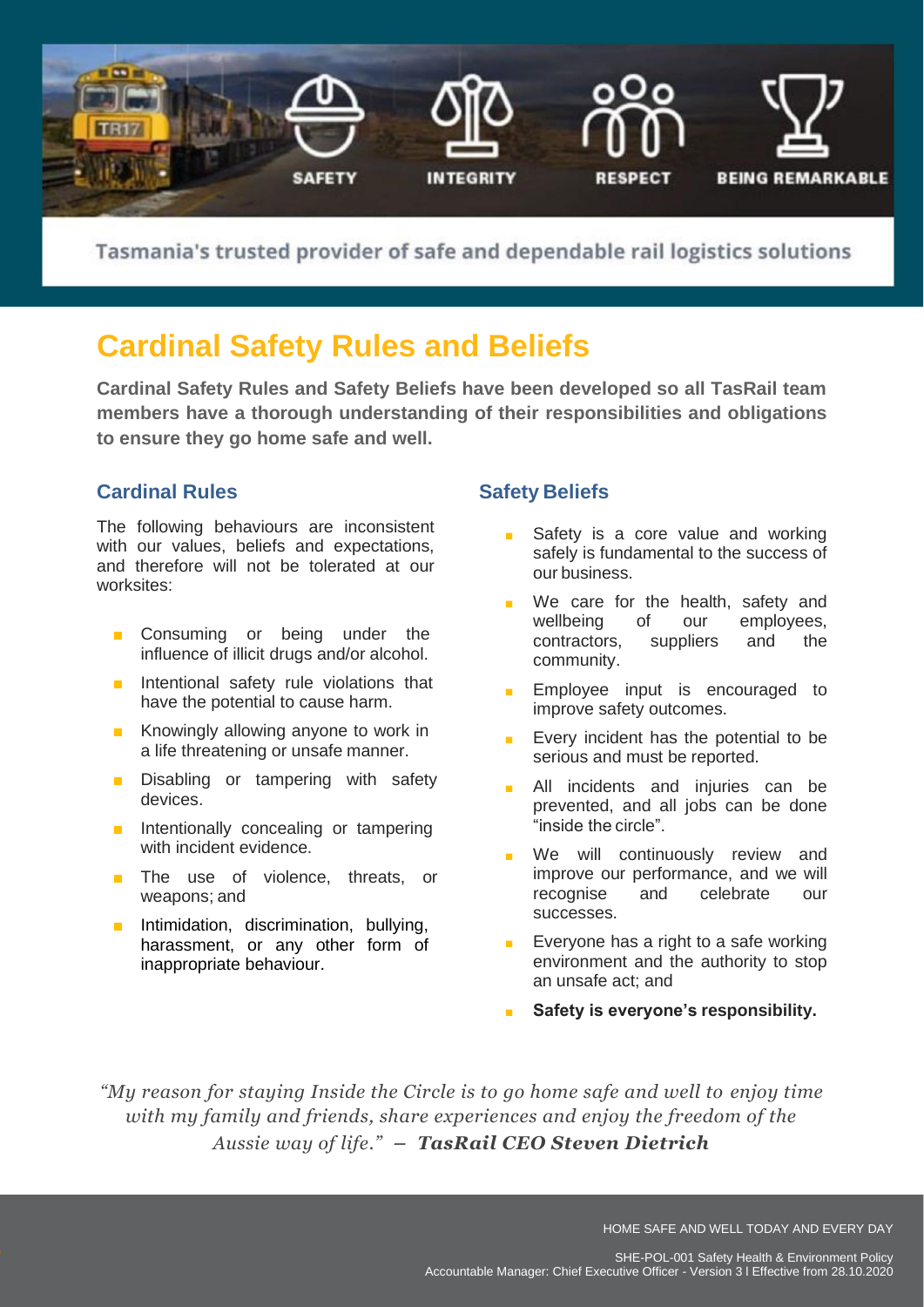SAFETY INTEGRITY RESPECT BEING REMARKABLE

Tasmania's trusted provider of safe and dependable rail logistics solutions

# Cardinal Safety Rules and Beliefs

**Cardinal Safety Rules and Safety Beliefs have been developed so all TasRail team members have a thorough understanding of their responsibilities and obligations to ensure they go home safe and well.**

## Cardinal Rules

The following behaviours are inconsistent with our values, beliefs and expectations, and therefore will not be tolerated at our worksites:

- Consuming or being under the influence of illicit drugs and/or alcohol.
- Intentional safety rule violations that have the potential to cause harm.
- Knowingly allowing anyone to work in a life threatening or unsafe manner.
- Disabling or tampering with safety devices.
- Intentionally concealing or tampering with incident evidence.
- The use of violence, threats, or weapons; and
- Intimidation, discrimination, bullying, harassment, or any other form of inappropriate behaviour.

## Safety Beliefs

- Safety is a core value and working safely is fundamental to the success of our business.
- We care for the health, safety and wellbeing of our employees, contractors, suppliers and the community.
- Employee input is encouraged to improve safety outcomes.
- Every incident has the potential to be serious and must be reported.
- All incidents and injuries can be prevented, and all jobs can be done "inside the circle".
- We will continuously review and improve our performance, and we will recognise and celebrate our successes.
- Everyone has a right to a safe working environment and the authority to stop an unsafe act; and
- **Safety is everyone's responsibility.**

*"My reason for staying Inside the Circle is to go home safe and well to enjoy time with my family and friends, share experiences and enjoy the freedom of the Aussie way of life."* – ***TasRail CEO Steven Dietrich***

HOME SAFE AND WELL TODAY AND EVERY DAY

SHE-POL-001 Safety Health & Environment Policy
Accountable Manager: Chief Executive Officer - Version 3 I Effective from 28.10.2020